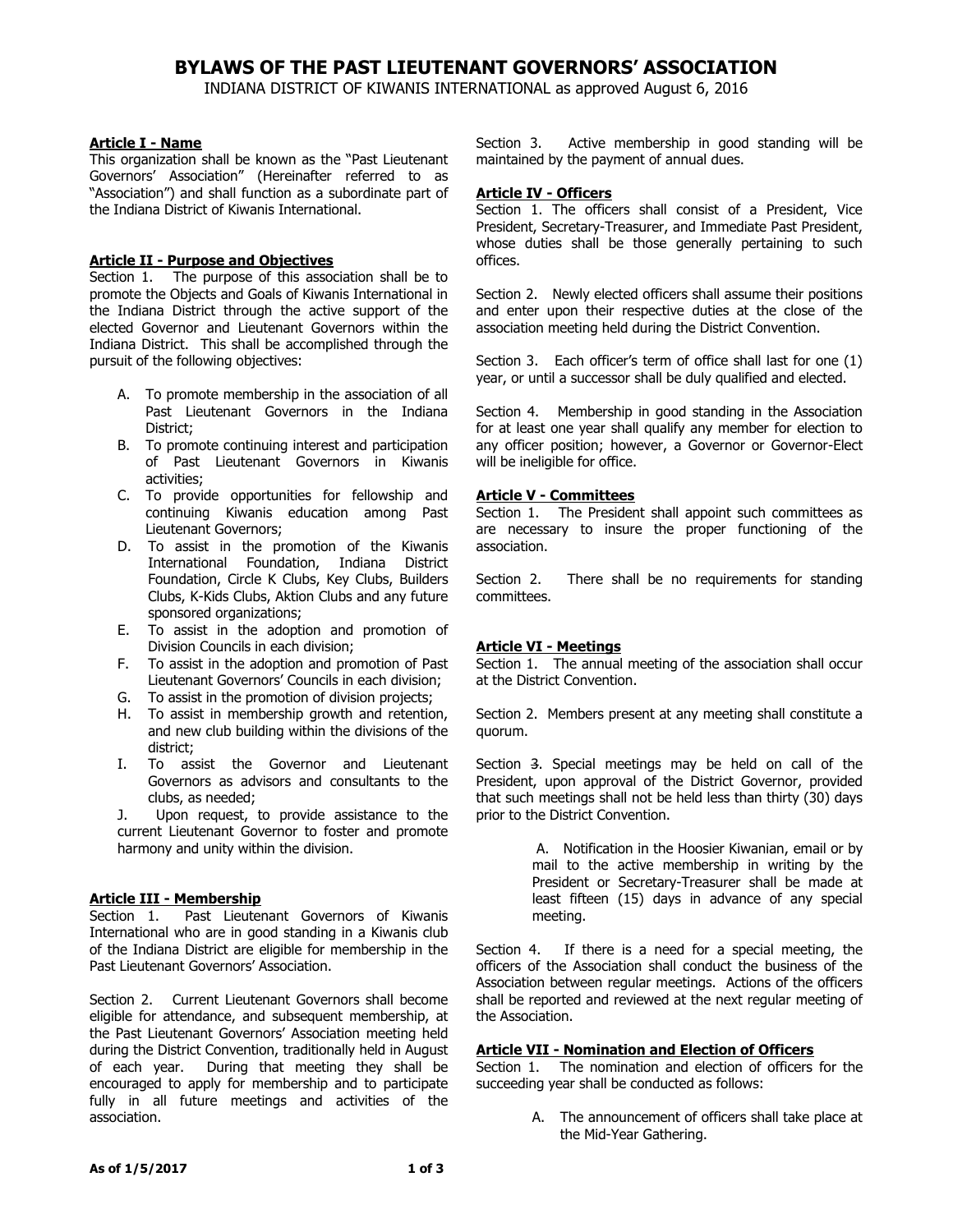# BYLAWS OF THE PAST LIEUTENANT GOVERNORS' ASSOCIATION

INDIANA DISTRICT OF KIWANIS INTERNATIONAL as approved August 6, 2016

## Article I - Name

This organization shall be known as the "Past Lieutenant Governors' Association" (Hereinafter referred to as "Association") and shall function as a subordinate part of the Indiana District of Kiwanis International.

## Article II - Purpose and Objectives

Section 1. The purpose of this association shall be to promote the Objects and Goals of Kiwanis International in the Indiana District through the active support of the elected Governor and Lieutenant Governors within the Indiana District. This shall be accomplished through the pursuit of the following objectives:

A. To promote membership in the association of all Past Lieutenant Governors in the Indiana District;
B. To promote continuing interest and participation of Past Lieutenant Governors in Kiwanis activities;
C. To provide opportunities for fellowship and continuing Kiwanis education among Past Lieutenant Governors;
D. To assist in the promotion of the Kiwanis International Foundation, Indiana District Foundation, Circle K Clubs, Key Clubs, Builders Clubs, K-Kids Clubs, Aktion Clubs and any future sponsored organizations;
E. To assist in the adoption and promotion of Division Councils in each division;
F. To assist in the adoption and promotion of Past Lieutenant Governors' Councils in each division;
G. To assist in the promotion of division projects;
H. To assist in membership growth and retention, and new club building within the divisions of the district;
I. To assist the Governor and Lieutenant Governors as advisors and consultants to the clubs, as needed;
J. Upon request, to provide assistance to the current Lieutenant Governor to foster and promote harmony and unity within the division.

## Article III - Membership

Section 1. Past Lieutenant Governors of Kiwanis International who are in good standing in a Kiwanis club of the Indiana District are eligible for membership in the Past Lieutenant Governors' Association.

Section 2. Current Lieutenant Governors shall become eligible for attendance, and subsequent membership, at the Past Lieutenant Governors' Association meeting held during the District Convention, traditionally held in August of each year. During that meeting they shall be encouraged to apply for membership and to participate fully in all future meetings and activities of the association.

Section 3. Active membership in good standing will be maintained by the payment of annual dues.

## Article IV - Officers

Section 1. The officers shall consist of a President, Vice President, Secretary-Treasurer, and Immediate Past President, whose duties shall be those generally pertaining to such offices.

Section 2. Newly elected officers shall assume their positions and enter upon their respective duties at the close of the association meeting held during the District Convention.

Section 3. Each officer's term of office shall last for one (1) year, or until a successor shall be duly qualified and elected.

Section 4. Membership in good standing in the Association for at least one year shall qualify any member for election to any officer position; however, a Governor or Governor-Elect will be ineligible for office.

## Article V - Committees

Section 1. The President shall appoint such committees as are necessary to insure the proper functioning of the association.

Section 2. There shall be no requirements for standing committees.

## Article VI - Meetings

Section 1. The annual meeting of the association shall occur at the District Convention.

Section 2. Members present at any meeting shall constitute a quorum.

Section 3. Special meetings may be held on call of the President, upon approval of the District Governor, provided that such meetings shall not be held less than thirty (30) days prior to the District Convention.

A. Notification in the Hoosier Kiwanian, email or by mail to the active membership in writing by the President or Secretary-Treasurer shall be made at least fifteen (15) days in advance of any special meeting.

Section 4. If there is a need for a special meeting, the officers of the Association shall conduct the business of the Association between regular meetings. Actions of the officers shall be reported and reviewed at the next regular meeting of the Association.

## Article VII - Nomination and Election of Officers

Section 1. The nomination and election of officers for the succeeding year shall be conducted as follows:

A. The announcement of officers shall take place at the Mid-Year Gathering.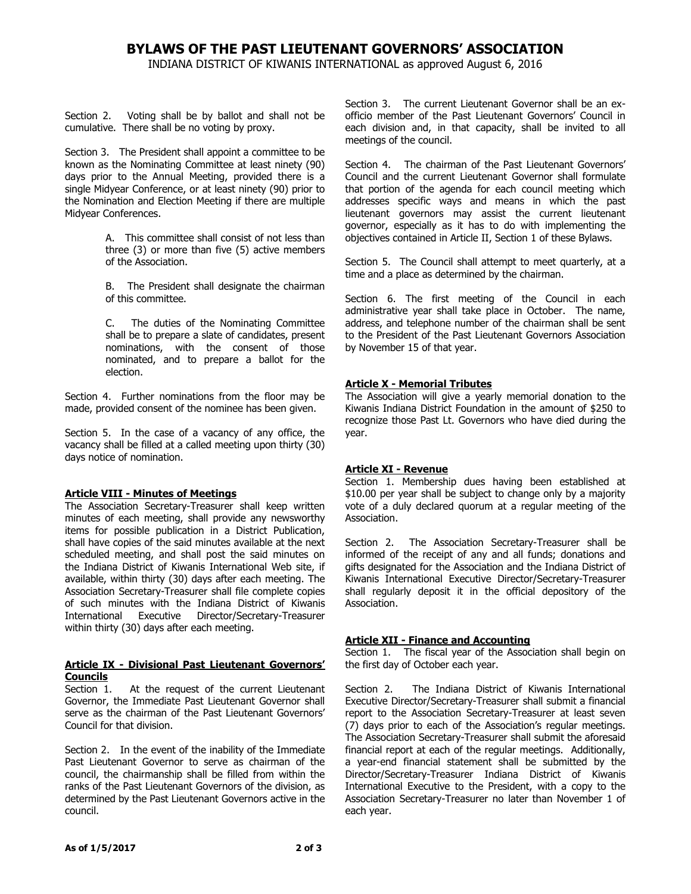Section 2. Voting shall be by ballot and shall not be cumulative. There shall be no voting by proxy.

Section 3. The President shall appoint a committee to be known as the Nominating Committee at least ninety (90) days prior to the Annual Meeting, provided there is a single Midyear Conference, or at least ninety (90) prior to the Nomination and Election Meeting if there are multiple Midyear Conferences.

> A. This committee shall consist of not less than three (3) or more than five (5) active members of the Association.
>
> B. The President shall designate the chairman of this committee.
>
> C. The duties of the Nominating Committee shall be to prepare a slate of candidates, present nominations, with the consent of those nominated, and to prepare a ballot for the election.

Section 4. Further nominations from the floor may be made, provided consent of the nominee has been given.

Section 5. In the case of a vacancy of any office, the vacancy shall be filled at a called meeting upon thirty (30) days notice of nomination.

## Article VIII - Minutes of Meetings

The Association Secretary-Treasurer shall keep written minutes of each meeting, shall provide any newsworthy items for possible publication in a District Publication, shall have copies of the said minutes available at the next scheduled meeting, and shall post the said minutes on the Indiana District of Kiwanis International Web site, if available, within thirty (30) days after each meeting. The Association Secretary-Treasurer shall file complete copies of such minutes with the Indiana District of Kiwanis International Executive Director/Secretary-Treasurer within thirty (30) days after each meeting.

## Article IX - Divisional Past Lieutenant Governors' Councils

Section 1. At the request of the current Lieutenant Governor, the Immediate Past Lieutenant Governor shall serve as the chairman of the Past Lieutenant Governors' Council for that division.

Section 2. In the event of the inability of the Immediate Past Lieutenant Governor to serve as chairman of the council, the chairmanship shall be filled from within the ranks of the Past Lieutenant Governors of the division, as determined by the Past Lieutenant Governors active in the council.

Section 3. The current Lieutenant Governor shall be an ex-officio member of the Past Lieutenant Governors' Council in each division and, in that capacity, shall be invited to all meetings of the council.

Section 4. The chairman of the Past Lieutenant Governors' Council and the current Lieutenant Governor shall formulate that portion of the agenda for each council meeting which addresses specific ways and means in which the past lieutenant governors may assist the current lieutenant governor, especially as it has to do with implementing the objectives contained in Article II, Section 1 of these Bylaws.

Section 5. The Council shall attempt to meet quarterly, at a time and a place as determined by the chairman.

Section 6. The first meeting of the Council in each administrative year shall take place in October. The name, address, and telephone number of the chairman shall be sent to the President of the Past Lieutenant Governors Association by November 15 of that year.

## Article X - Memorial Tributes

The Association will give a yearly memorial donation to the Kiwanis Indiana District Foundation in the amount of $250 to recognize those Past Lt. Governors who have died during the year.

## Article XI - Revenue

Section 1. Membership dues having been established at $10.00 per year shall be subject to change only by a majority vote of a duly declared quorum at a regular meeting of the Association.

Section 2. The Association Secretary-Treasurer shall be informed of the receipt of any and all funds; donations and gifts designated for the Association and the Indiana District of Kiwanis International Executive Director/Secretary-Treasurer shall regularly deposit it in the official depository of the Association.

## Article XII - Finance and Accounting

Section 1. The fiscal year of the Association shall begin on the first day of October each year.

Section 2. The Indiana District of Kiwanis International Executive Director/Secretary-Treasurer shall submit a financial report to the Association Secretary-Treasurer at least seven (7) days prior to each of the Association's regular meetings. The Association Secretary-Treasurer shall submit the aforesaid financial report at each of the regular meetings. Additionally, a year-end financial statement shall be submitted by the Director/Secretary-Treasurer Indiana District of Kiwanis International Executive to the President, with a copy to the Association Secretary-Treasurer no later than November 1 of each year.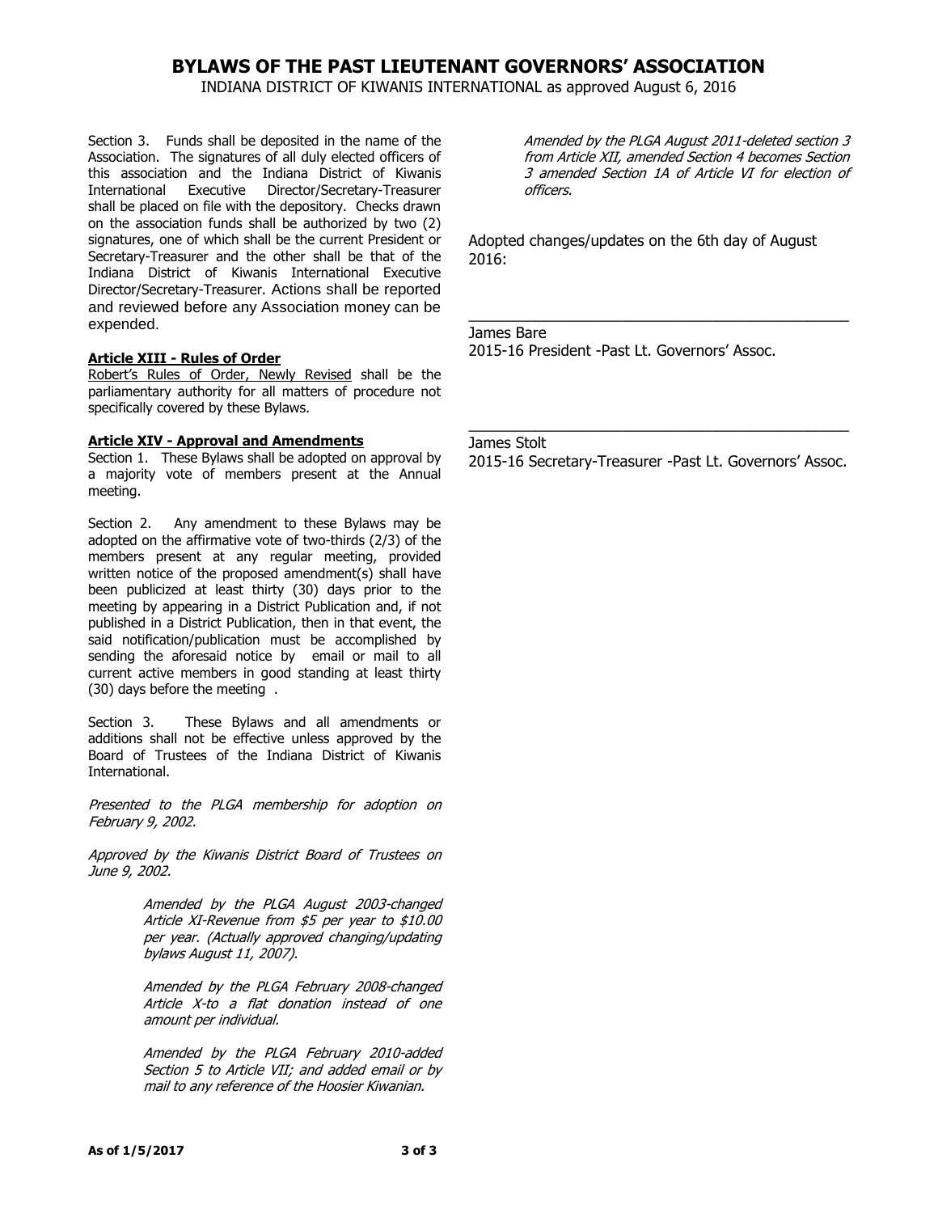Section 3. Funds shall be deposited in the name of the Association. The signatures of all duly elected officers of this association and the Indiana District of Kiwanis International Executive Director/Secretary-Treasurer shall be placed on file with the depository. Checks drawn on the association funds shall be authorized by two (2) signatures, one of which shall be the current President or Secretary-Treasurer and the other shall be that of the Indiana District of Kiwanis International Executive Director/Secretary-Treasurer. Actions shall be reported and reviewed before any Association money can be expended.

**Article XIII - Rules of Order**

Robert's Rules of Order, Newly Revised shall be the parliamentary authority for all matters of procedure not specifically covered by these Bylaws.

**Article XIV - Approval and Amendments**

Section 1. These Bylaws shall be adopted on approval by a majority vote of members present at the Annual meeting.

Section 2. Any amendment to these Bylaws may be adopted on the affirmative vote of two-thirds (2/3) of the members present at any regular meeting, provided written notice of the proposed amendment(s) shall have been publicized at least thirty (30) days prior to the meeting by appearing in a District Publication and, if not published in a District Publication, then in that event, the said notification/publication must be accomplished by sending the aforesaid notice by email or mail to all current active members in good standing at least thirty (30) days before the meeting .

Section 3. These Bylaws and all amendments or additions shall not be effective unless approved by the Board of Trustees of the Indiana District of Kiwanis International.

*Presented to the PLGA membership for adoption on February 9, 2002.*

*Approved by the Kiwanis District Board of Trustees on June 9, 2002.*

> *Amended by the PLGA August 2003-changed Article XI-Revenue from $5 per year to $10.00 per year. (Actually approved changing/updating bylaws August 11, 2007).*
>
> *Amended by the PLGA February 2008-changed Article X-to a flat donation instead of one amount per individual.*
>
> *Amended by the PLGA February 2010-added Section 5 to Article VII; and added email or by mail to any reference of the Hoosier Kiwanian.*
>
> *Amended by the PLGA August 2011-deleted section 3 from Article XII, amended Section 4 becomes Section 3 amended Section 1A of Article VI for election of officers.*

Adopted changes/updates on the 6th day of August 2016:

\_\_\_\_\_\_\_\_\_\_\_\_\_\_\_\_\_\_\_\_\_\_\_\_\_\_\_\_\_\_\_\_\_\_\_\_\_\_\_\_

James Bare
2015-16 President -Past Lt. Governors' Assoc.

\_\_\_\_\_\_\_\_\_\_\_\_\_\_\_\_\_\_\_\_\_\_\_\_\_\_\_\_\_\_\_\_\_\_\_\_\_\_\_\_

James Stolt
2015-16 Secretary-Treasurer -Past Lt. Governors' Assoc.

**As of 1/5/2017**